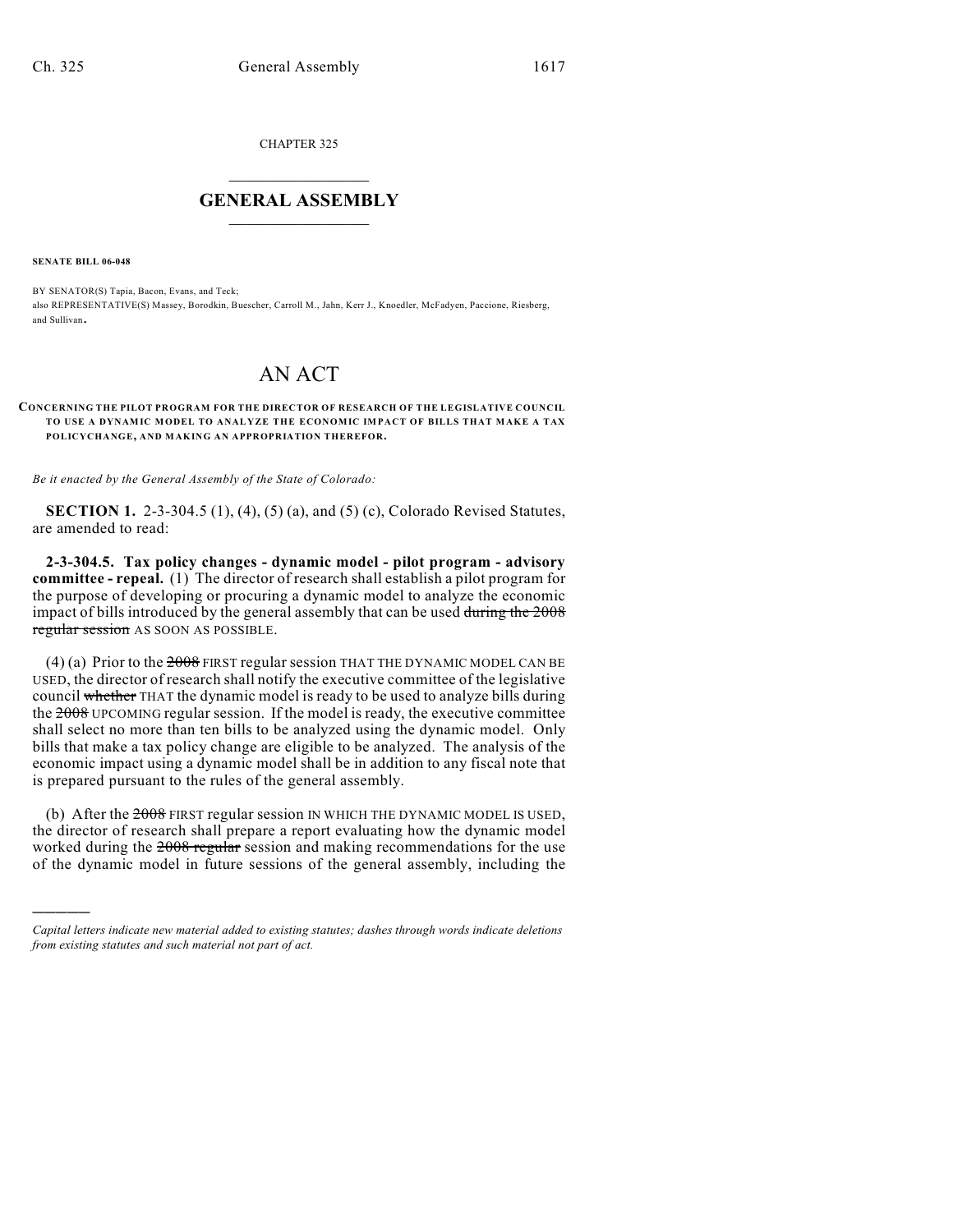CHAPTER 325

# GENERAL ASSEMBLY

**SENATE BILL 06-048**

BY SENATOR(S) Tapia, Bacon, Evans, and Teck;
also REPRESENTATIVE(S) Massey, Borodkin, Buescher, Carroll M., Jahn, Kerr J., Knoedler, McFadyen, Paccione, Riesberg, and Sullivan.

# AN ACT

**CONCERNING THE PILOT PROGRAM FOR THE DIRECTOR OF RESEARCH OF THE LEGISLATIVE COUNCIL TO USE A DYNAMIC MODEL TO ANALYZE THE ECONOMIC IMPACT OF BILLS THAT MAKE A TAX POLICY CHANGE, AND MAKING AN APPROPRIATION THEREFOR.**

*Be it enacted by the General Assembly of the State of Colorado:*

**SECTION 1.** 2-3-304.5 (1), (4), (5) (a), and (5) (c), Colorado Revised Statutes, are amended to read:

**2-3-304.5. Tax policy changes - dynamic model - pilot program - advisory committee - repeal.** (1) The director of research shall establish a pilot program for the purpose of developing or procuring a dynamic model to analyze the economic impact of bills introduced by the general assembly that can be used ~~during the 2008 regular session~~ AS SOON AS POSSIBLE.

(4) (a) Prior to the ~~2008~~ FIRST regular session THAT THE DYNAMIC MODEL CAN BE USED, the director of research shall notify the executive committee of the legislative council ~~whether~~ THAT the dynamic model is ready to be used to analyze bills during the ~~2008~~ UPCOMING regular session. If the model is ready, the executive committee shall select no more than ten bills to be analyzed using the dynamic model. Only bills that make a tax policy change are eligible to be analyzed. The analysis of the economic impact using a dynamic model shall be in addition to any fiscal note that is prepared pursuant to the rules of the general assembly.

(b) After the ~~2008~~ FIRST regular session IN WHICH THE DYNAMIC MODEL IS USED, the director of research shall prepare a report evaluating how the dynamic model worked during the ~~2008 regular~~ session and making recommendations for the use of the dynamic model in future sessions of the general assembly, including the

*Capital letters indicate new material added to existing statutes; dashes through words indicate deletions from existing statutes and such material not part of act.*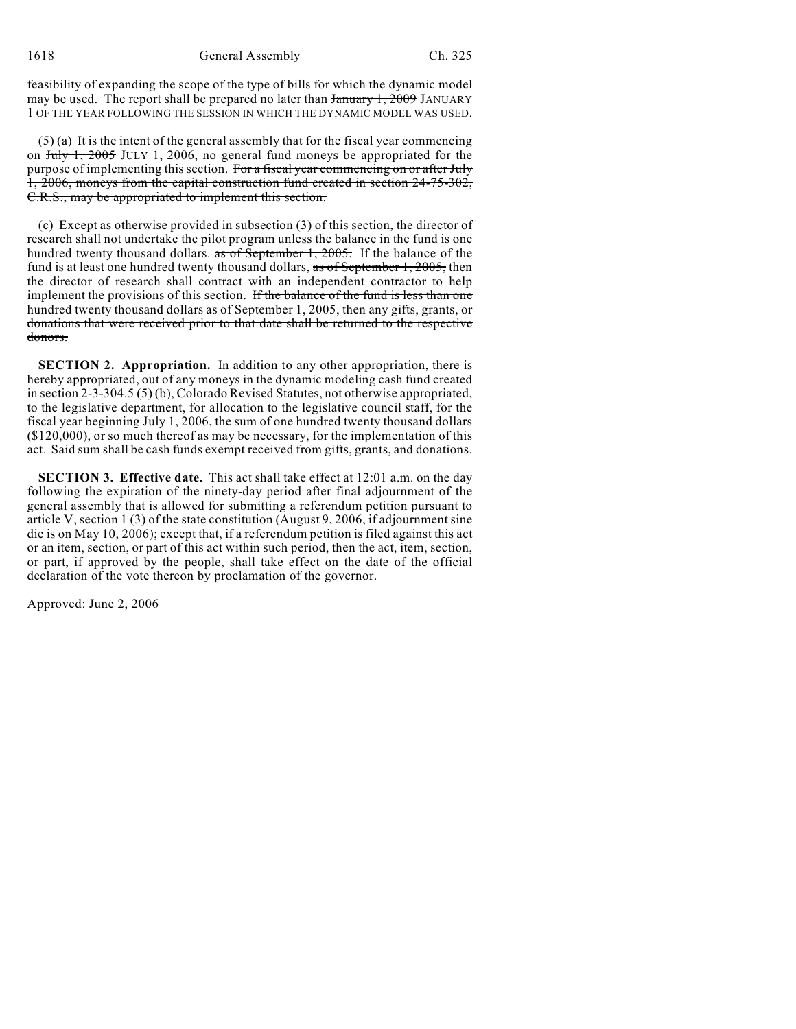feasibility of expanding the scope of the type of bills for which the dynamic model may be used. The report shall be prepared no later than ~~January 1, 2009~~ JANUARY 1 OF THE YEAR FOLLOWING THE SESSION IN WHICH THE DYNAMIC MODEL WAS USED.

(5) (a) It is the intent of the general assembly that for the fiscal year commencing on ~~July 1, 2005~~ JULY 1, 2006, no general fund moneys be appropriated for the purpose of implementing this section. ~~For a fiscal year commencing on or after July 1, 2006, moneys from the capital construction fund created in section 24-75-302, C.R.S., may be appropriated to implement this section.~~

(c) Except as otherwise provided in subsection (3) of this section, the director of research shall not undertake the pilot program unless the balance in the fund is one hundred twenty thousand dollars. ~~as of September 1, 2005.~~ If the balance of the fund is at least one hundred twenty thousand dollars, ~~as of September 1, 2005,~~ then the director of research shall contract with an independent contractor to help implement the provisions of this section. ~~If the balance of the fund is less than one hundred twenty thousand dollars as of September 1, 2005, then any gifts, grants, or donations that were received prior to that date shall be returned to the respective donors.~~

**SECTION 2. Appropriation.** In addition to any other appropriation, there is hereby appropriated, out of any moneys in the dynamic modeling cash fund created in section 2-3-304.5 (5) (b), Colorado Revised Statutes, not otherwise appropriated, to the legislative department, for allocation to the legislative council staff, for the fiscal year beginning July 1, 2006, the sum of one hundred twenty thousand dollars ($120,000), or so much thereof as may be necessary, for the implementation of this act. Said sum shall be cash funds exempt received from gifts, grants, and donations.

**SECTION 3. Effective date.** This act shall take effect at 12:01 a.m. on the day following the expiration of the ninety-day period after final adjournment of the general assembly that is allowed for submitting a referendum petition pursuant to article V, section 1 (3) of the state constitution (August 9, 2006, if adjournment sine die is on May 10, 2006); except that, if a referendum petition is filed against this act or an item, section, or part of this act within such period, then the act, item, section, or part, if approved by the people, shall take effect on the date of the official declaration of the vote thereon by proclamation of the governor.

Approved: June 2, 2006